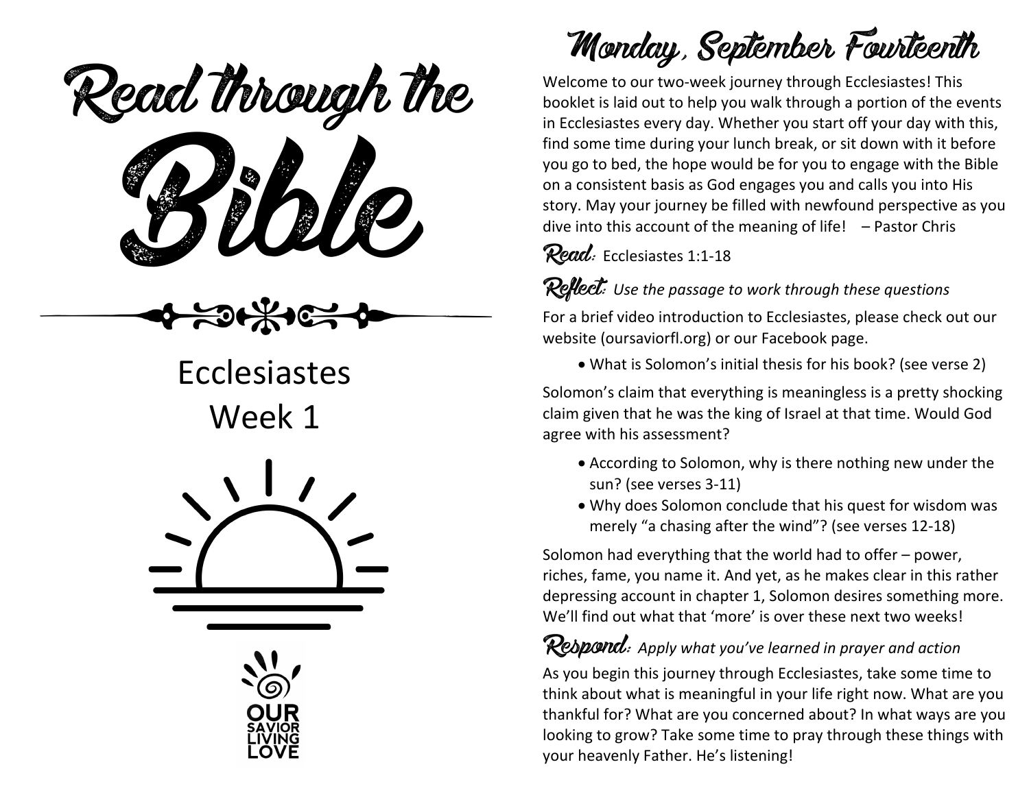# Read through the Bible

Ecclesiastes
Week 1

OUR SAVIOR LIVING LOVE

## Monday, September Fourteenth

Welcome to our two-week journey through Ecclesiastes! This booklet is laid out to help you walk through a portion of the events in Ecclesiastes every day. Whether you start off your day with this, find some time during your lunch break, or sit down with it before you go to bed, the hope would be for you to engage with the Bible on a consistent basis as God engages you and calls you into His story. May your journey be filled with newfound perspective as you dive into this account of the meaning of life! – Pastor Chris

**Read:** Ecclesiastes 1:1-18

**Reflect:** *Use the passage to work through these questions*

For a brief video introduction to Ecclesiastes, please check out our website (oursaviorfl.org) or our Facebook page.

- What is Solomon's initial thesis for his book? (see verse 2)

Solomon's claim that everything is meaningless is a pretty shocking claim given that he was the king of Israel at that time. Would God agree with his assessment?

- According to Solomon, why is there nothing new under the sun? (see verses 3-11)
- Why does Solomon conclude that his quest for wisdom was merely "a chasing after the wind"? (see verses 12-18)

Solomon had everything that the world had to offer – power, riches, fame, you name it. And yet, as he makes clear in this rather depressing account in chapter 1, Solomon desires something more. We'll find out what that 'more' is over these next two weeks!

**Respond:** *Apply what you've learned in prayer and action*

As you begin this journey through Ecclesiastes, take some time to think about what is meaningful in your life right now. What are you thankful for? What are you concerned about? In what ways are you looking to grow? Take some time to pray through these things with your heavenly Father. He's listening!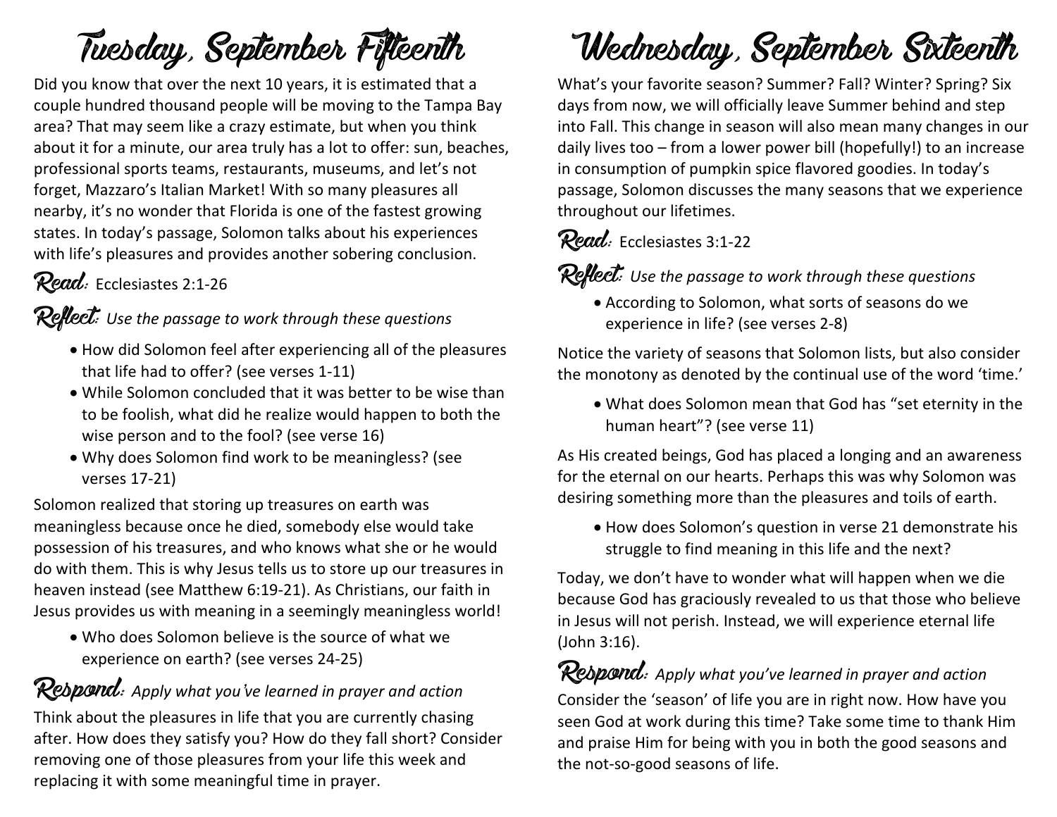# Tuesday, September Fifteenth

Did you know that over the next 10 years, it is estimated that a couple hundred thousand people will be moving to the Tampa Bay area? That may seem like a crazy estimate, but when you think about it for a minute, our area truly has a lot to offer: sun, beaches, professional sports teams, restaurants, museums, and let's not forget, Mazzaro's Italian Market! With so many pleasures all nearby, it's no wonder that Florida is one of the fastest growing states. In today's passage, Solomon talks about his experiences with life's pleasures and provides another sobering conclusion.

**Read:** Ecclesiastes 2:1-26

**Reflect:** *Use the passage to work through these questions*

- How did Solomon feel after experiencing all of the pleasures that life had to offer? (see verses 1-11)
- While Solomon concluded that it was better to be wise than to be foolish, what did he realize would happen to both the wise person and to the fool? (see verse 16)
- Why does Solomon find work to be meaningless? (see verses 17-21)

Solomon realized that storing up treasures on earth was meaningless because once he died, somebody else would take possession of his treasures, and who knows what she or he would do with them. This is why Jesus tells us to store up our treasures in heaven instead (see Matthew 6:19-21). As Christians, our faith in Jesus provides us with meaning in a seemingly meaningless world!

- Who does Solomon believe is the source of what we experience on earth? (see verses 24-25)

**Respond:** *Apply what you've learned in prayer and action*

Think about the pleasures in life that you are currently chasing after. How does they satisfy you? How do they fall short? Consider removing one of those pleasures from your life this week and replacing it with some meaningful time in prayer.

# Wednesday, September Sixteenth

What's your favorite season? Summer? Fall? Winter? Spring? Six days from now, we will officially leave Summer behind and step into Fall. This change in season will also mean many changes in our daily lives too – from a lower power bill (hopefully!) to an increase in consumption of pumpkin spice flavored goodies. In today's passage, Solomon discusses the many seasons that we experience throughout our lifetimes.

**Read:** Ecclesiastes 3:1-22

**Reflect:** *Use the passage to work through these questions*

- According to Solomon, what sorts of seasons do we experience in life? (see verses 2-8)

Notice the variety of seasons that Solomon lists, but also consider the monotony as denoted by the continual use of the word 'time.'

- What does Solomon mean that God has "set eternity in the human heart"? (see verse 11)

As His created beings, God has placed a longing and an awareness for the eternal on our hearts. Perhaps this was why Solomon was desiring something more than the pleasures and toils of earth.

- How does Solomon's question in verse 21 demonstrate his struggle to find meaning in this life and the next?

Today, we don't have to wonder what will happen when we die because God has graciously revealed to us that those who believe in Jesus will not perish. Instead, we will experience eternal life (John 3:16).

**Respond:** *Apply what you've learned in prayer and action*

Consider the 'season' of life you are in right now. How have you seen God at work during this time? Take some time to thank Him and praise Him for being with you in both the good seasons and the not-so-good seasons of life.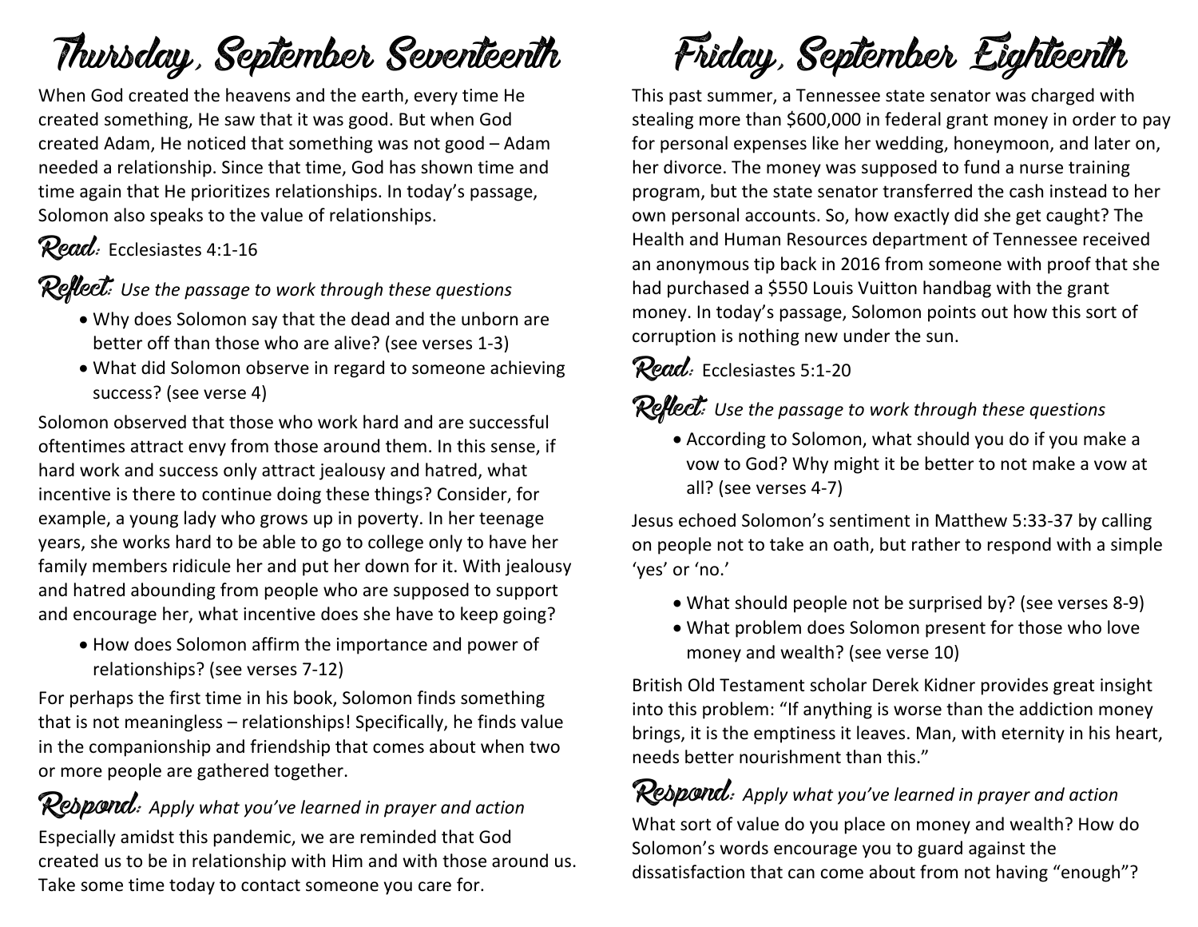# Thursday, September Seventeenth

When God created the heavens and the earth, every time He created something, He saw that it was good. But when God created Adam, He noticed that something was not good – Adam needed a relationship. Since that time, God has shown time and time again that He prioritizes relationships. In today's passage, Solomon also speaks to the value of relationships.

**Read:** Ecclesiastes 4:1-16

**Reflect:** *Use the passage to work through these questions*

- Why does Solomon say that the dead and the unborn are better off than those who are alive? (see verses 1-3)
- What did Solomon observe in regard to someone achieving success? (see verse 4)

Solomon observed that those who work hard and are successful oftentimes attract envy from those around them. In this sense, if hard work and success only attract jealousy and hatred, what incentive is there to continue doing these things? Consider, for example, a young lady who grows up in poverty. In her teenage years, she works hard to be able to go to college only to have her family members ridicule her and put her down for it. With jealousy and hatred abounding from people who are supposed to support and encourage her, what incentive does she have to keep going?

- How does Solomon affirm the importance and power of relationships? (see verses 7-12)

For perhaps the first time in his book, Solomon finds something that is not meaningless – relationships! Specifically, he finds value in the companionship and friendship that comes about when two or more people are gathered together.

**Respond:** *Apply what you've learned in prayer and action*

Especially amidst this pandemic, we are reminded that God created us to be in relationship with Him and with those around us. Take some time today to contact someone you care for.

# Friday, September Eighteenth

This past summer, a Tennessee state senator was charged with stealing more than $600,000 in federal grant money in order to pay for personal expenses like her wedding, honeymoon, and later on, her divorce. The money was supposed to fund a nurse training program, but the state senator transferred the cash instead to her own personal accounts. So, how exactly did she get caught? The Health and Human Resources department of Tennessee received an anonymous tip back in 2016 from someone with proof that she had purchased a $550 Louis Vuitton handbag with the grant money. In today's passage, Solomon points out how this sort of corruption is nothing new under the sun.

**Read:** Ecclesiastes 5:1-20

**Reflect:** *Use the passage to work through these questions*

- According to Solomon, what should you do if you make a vow to God? Why might it be better to not make a vow at all? (see verses 4-7)

Jesus echoed Solomon's sentiment in Matthew 5:33-37 by calling on people not to take an oath, but rather to respond with a simple 'yes' or 'no.'

- What should people not be surprised by? (see verses 8-9)
- What problem does Solomon present for those who love money and wealth? (see verse 10)

British Old Testament scholar Derek Kidner provides great insight into this problem: "If anything is worse than the addiction money brings, it is the emptiness it leaves. Man, with eternity in his heart, needs better nourishment than this."

**Respond:** *Apply what you've learned in prayer and action*

What sort of value do you place on money and wealth? How do Solomon's words encourage you to guard against the dissatisfaction that can come about from not having "enough"?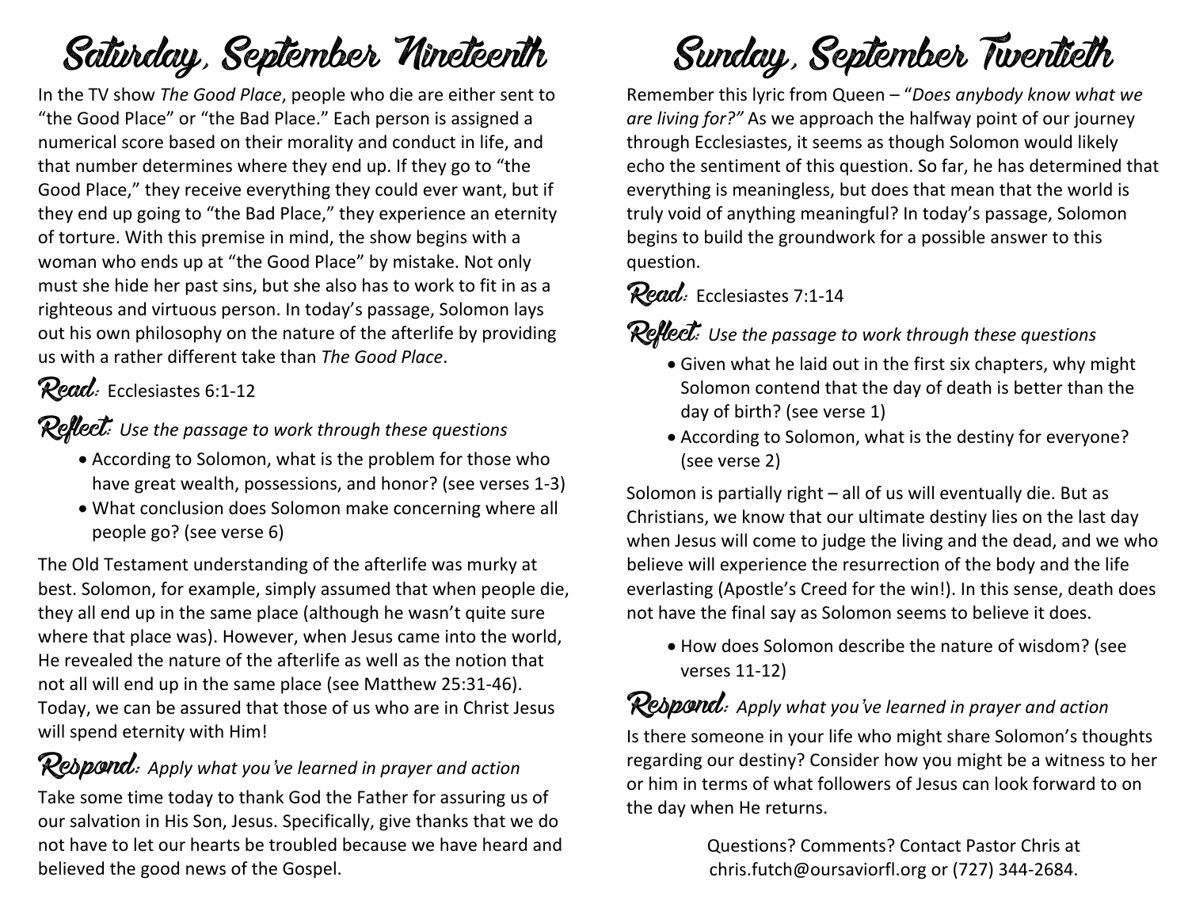# Saturday, September Nineteenth

In the TV show *The Good Place*, people who die are either sent to "the Good Place" or "the Bad Place." Each person is assigned a numerical score based on their morality and conduct in life, and that number determines where they end up. If they go to "the Good Place," they receive everything they could ever want, but if they end up going to "the Bad Place," they experience an eternity of torture. With this premise in mind, the show begins with a woman who ends up at "the Good Place" by mistake. Not only must she hide her past sins, but she also has to work to fit in as a righteous and virtuous person. In today's passage, Solomon lays out his own philosophy on the nature of the afterlife by providing us with a rather different take than *The Good Place*.

**Read:** Ecclesiastes 6:1-12

**Reflect:** *Use the passage to work through these questions*

- According to Solomon, what is the problem for those who have great wealth, possessions, and honor? (see verses 1-3)
- What conclusion does Solomon make concerning where all people go? (see verse 6)

The Old Testament understanding of the afterlife was murky at best. Solomon, for example, simply assumed that when people die, they all end up in the same place (although he wasn't quite sure where that place was). However, when Jesus came into the world, He revealed the nature of the afterlife as well as the notion that not all will end up in the same place (see Matthew 25:31-46). Today, we can be assured that those of us who are in Christ Jesus will spend eternity with Him!

**Respond:** *Apply what you've learned in prayer and action*

Take some time today to thank God the Father for assuring us of our salvation in His Son, Jesus. Specifically, give thanks that we do not have to let our hearts be troubled because we have heard and believed the good news of the Gospel.

# Sunday, September Twentieth

Remember this lyric from Queen – "*Does anybody know what we are living for?"* As we approach the halfway point of our journey through Ecclesiastes, it seems as though Solomon would likely echo the sentiment of this question. So far, he has determined that everything is meaningless, but does that mean that the world is truly void of anything meaningful? In today's passage, Solomon begins to build the groundwork for a possible answer to this question.

**Read:** Ecclesiastes 7:1-14

**Reflect:** *Use the passage to work through these questions*

- Given what he laid out in the first six chapters, why might Solomon contend that the day of death is better than the day of birth? (see verse 1)
- According to Solomon, what is the destiny for everyone? (see verse 2)

Solomon is partially right – all of us will eventually die. But as Christians, we know that our ultimate destiny lies on the last day when Jesus will come to judge the living and the dead, and we who believe will experience the resurrection of the body and the life everlasting (Apostle's Creed for the win!). In this sense, death does not have the final say as Solomon seems to believe it does.

- How does Solomon describe the nature of wisdom? (see verses 11-12)

**Respond:** *Apply what you've learned in prayer and action*

Is there someone in your life who might share Solomon's thoughts regarding our destiny? Consider how you might be a witness to her or him in terms of what followers of Jesus can look forward to on the day when He returns.

Questions? Comments? Contact Pastor Chris at chris.futch@oursaviorfl.org or (727) 344-2684.